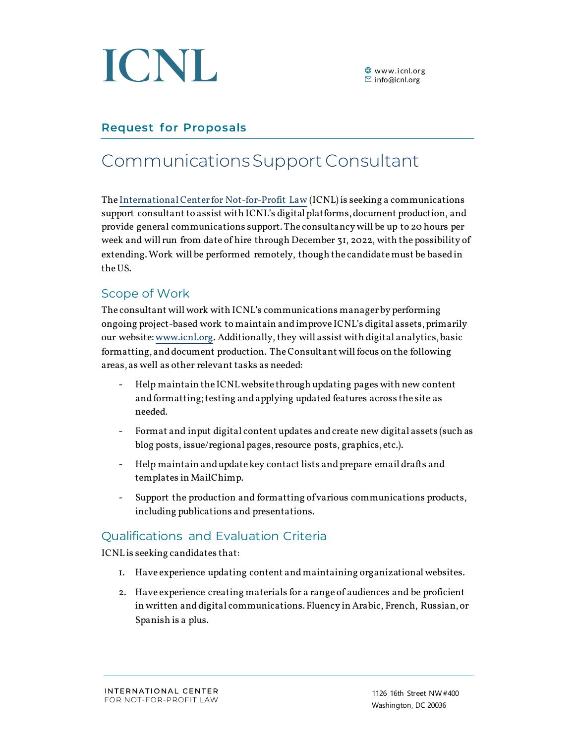# ICNL

www.icnl.org
info@icnl.org

## Request for Proposals

# Communications Support Consultant

The International Center for Not-for-Profit Law (ICNL) is seeking a communications support consultant to assist with ICNL's digital platforms, document production, and provide general communications support. The consultancy will be up to 20 hours per week and will run from date of hire through December 31, 2022, with the possibility of extending. Work will be performed remotely, though the candidate must be based in the US.

## Scope of Work

The consultant will work with ICNL's communications manager by performing ongoing project-based work to maintain and improve ICNL's digital assets, primarily our website: www.icnl.org. Additionally, they will assist with digital analytics, basic formatting, and document production. The Consultant will focus on the following areas, as well as other relevant tasks as needed:

- Help maintain the ICNL website through updating pages with new content and formatting; testing and applying updated features across the site as needed.
- Format and input digital content updates and create new digital assets (such as blog posts, issue/regional pages, resource posts, graphics, etc.).
- Help maintain and update key contact lists and prepare email drafts and templates in MailChimp.
- Support the production and formatting of various communications products, including publications and presentations.

## Qualifications and Evaluation Criteria

ICNL is seeking candidates that:

1. Have experience updating content and maintaining organizational websites.
2. Have experience creating materials for a range of audiences and be proficient in written and digital communications. Fluency in Arabic, French, Russian, or Spanish is a plus.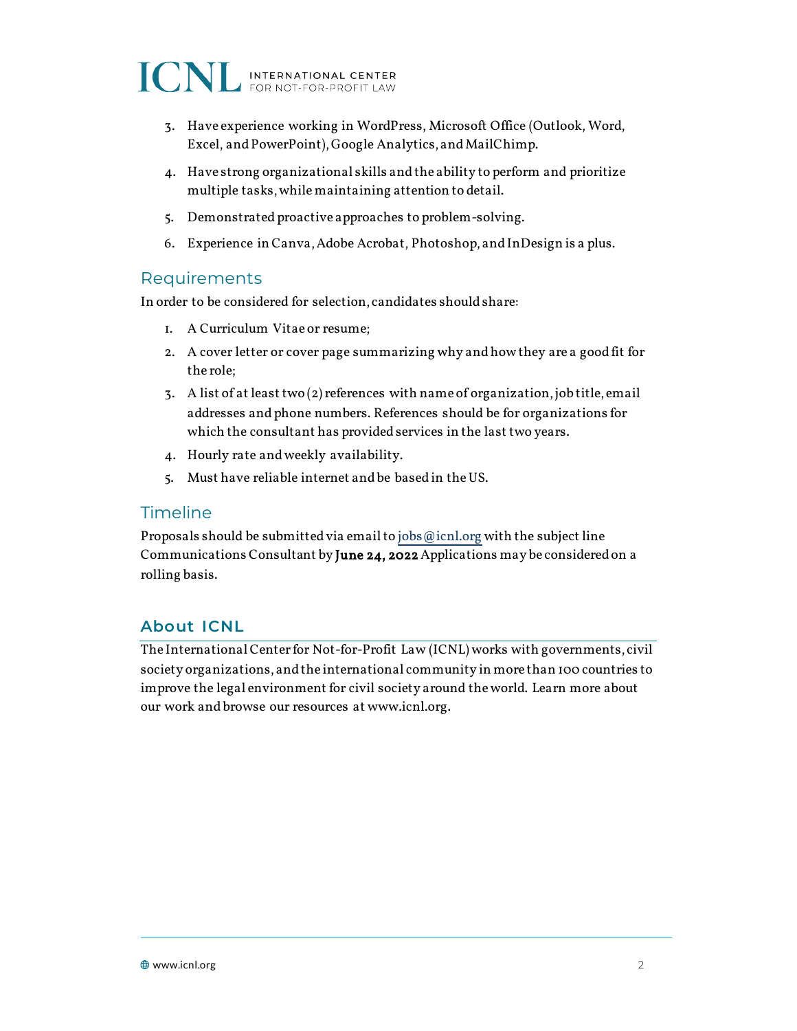3. Have experience working in WordPress, Microsoft Office (Outlook, Word, Excel, and PowerPoint), Google Analytics, and MailChimp.
4. Have strong organizational skills and the ability to perform and prioritize multiple tasks, while maintaining attention to detail.
5. Demonstrated proactive approaches to problem-solving.
6. Experience in Canva, Adobe Acrobat, Photoshop, and InDesign is a plus.

## Requirements

In order to be considered for selection, candidates should share:

1. A Curriculum Vitae or resume;
2. A cover letter or cover page summarizing why and how they are a good fit for the role;
3. A list of at least two (2) references with name of organization, job title, email addresses and phone numbers. References should be for organizations for which the consultant has provided services in the last two years.
4. Hourly rate and weekly availability.
5. Must have reliable internet and be based in the US.

## Timeline

Proposals should be submitted via email to jobs@icnl.org with the subject line Communications Consultant by **June 24, 2022** Applications may be considered on a rolling basis.

## About ICNL

The International Center for Not-for-Profit Law (ICNL) works with governments, civil society organizations, and the international community in more than 100 countries to improve the legal environment for civil society around the world. Learn more about our work and browse our resources at www.icnl.org.